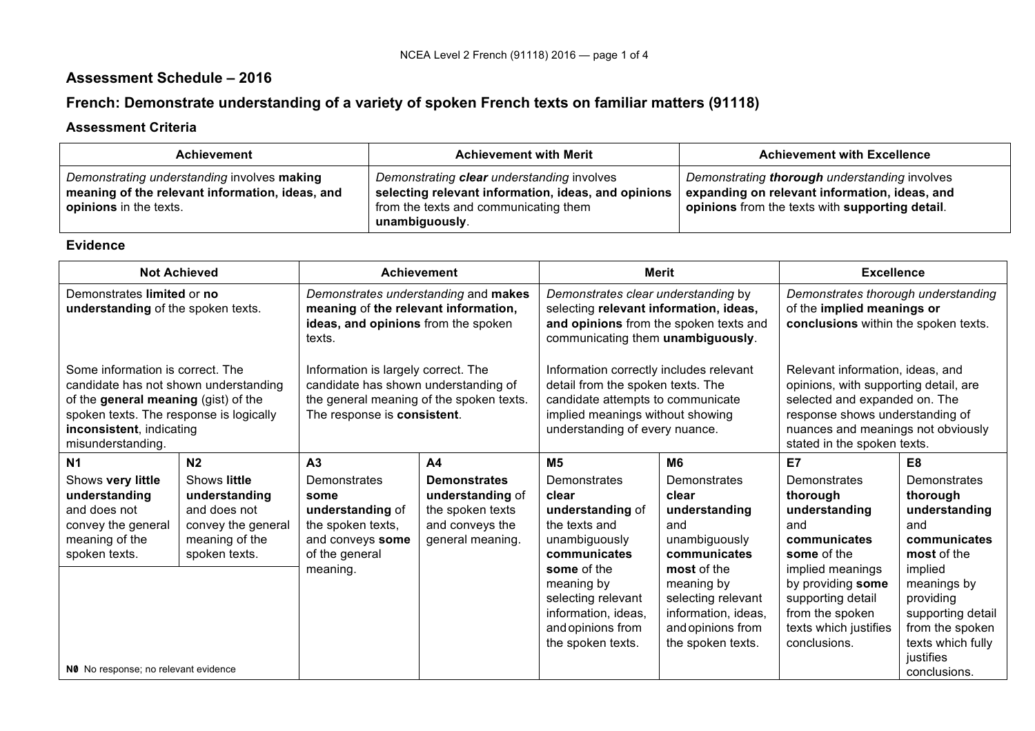## Assessment Schedule – 2016

## French: Demonstrate understanding of a variety of spoken French texts on familiar matters (91118)

### Assessment Criteria

| Achievement | Achievement with Merit | Achievement with Excellence |
|---|---|---|
| *Demonstrating understanding* involves **making meaning of the relevant information, ideas, and opinions** in the texts. | *Demonstrating* ***clear*** *understanding* involves **selecting relevant information, ideas, and opinions** from the texts and communicating them **unambiguously**. | *Demonstrating* ***thorough*** *understanding* involves **expanding on relevant information, ideas, and opinions** from the texts with **supporting detail**. |

### Evidence

| Not Achieved | | Achievement | | Merit | | Excellence | |
|---|---|---|---|---|---|---|---|
| Demonstrates **limited** or **no understanding** of the spoken texts. | | *Demonstrates understanding* and **makes meaning** of **the relevant information, ideas, and opinions** from the spoken texts. | | *Demonstrates clear understanding* by selecting **relevant information, ideas, and opinions** from the spoken texts and communicating them **unambiguously**. | | *Demonstrates thorough understanding* of the **implied meanings or conclusions** within the spoken texts. | |
| Some information is correct. The candidate has not shown understanding of the **general meaning** (gist) of the spoken texts. The response is logically **inconsistent**, indicating misunderstanding. | | Information is largely correct. The candidate has shown understanding of the general meaning of the spoken texts. The response is **consistent**. | | Information correctly includes relevant detail from the spoken texts. The candidate attempts to communicate implied meanings without showing understanding of every nuance. | | Relevant information, ideas, and opinions, with supporting detail, are selected and expanded on. The response shows understanding of nuances and meanings not obviously stated in the spoken texts. | |
| **N1** | **N2** | **A3** | **A4** | **M5** | **M6** | **E7** | **E8** |
| Shows **very little understanding** and does not convey the general meaning of the spoken texts. | Shows **little understanding** and does not convey the general meaning of the spoken texts. | Demonstrates **some understanding** of the spoken texts, and conveys **some** of the general meaning. | **Demonstrates understanding** of the spoken texts and conveys the general meaning. | Demonstrates **clear understanding** of the texts and unambiguously **communicates some** of the meaning by selecting relevant information, ideas, and opinions from the spoken texts. | Demonstrates **clear understanding** and unambiguously **communicates most** of the meaning by selecting relevant information, ideas, and opinions from the spoken texts. | Demonstrates **thorough understanding** and **communicates some** of the implied meanings by providing **some** supporting detail from the spoken texts which justifies conclusions. | Demonstrates **thorough understanding** and **communicates most** of the implied meanings by providing supporting detail from the spoken texts which fully justifies conclusions. |
| **N0** No response; no relevant evidence | | | | | | | |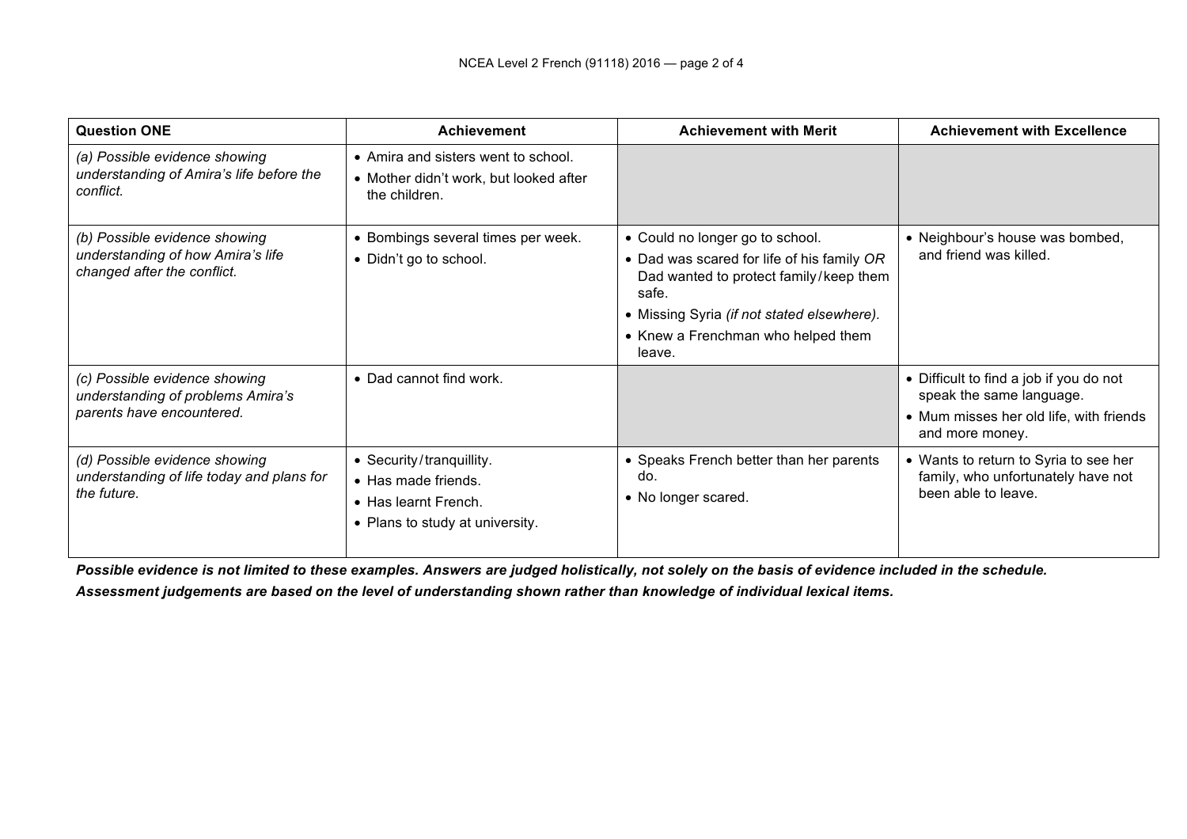| Question ONE | Achievement | Achievement with Merit | Achievement with Excellence |
|---|---|---|---|
| *(a) Possible evidence showing understanding of Amira's life before the conflict.* | • Amira and sisters went to school.<br>• Mother didn't work, but looked after the children. | | |
| *(b) Possible evidence showing understanding of how Amira's life changed after the conflict.* | • Bombings several times per week.<br>• Didn't go to school. | • Could no longer go to school.<br>• Dad was scared for life of his family *OR* Dad wanted to protect family/keep them safe.<br>• Missing Syria *(if not stated elsewhere).*<br>• Knew a Frenchman who helped them leave. | • Neighbour's house was bombed, and friend was killed. |
| *(c) Possible evidence showing understanding of problems Amira's parents have encountered.* | • Dad cannot find work. | | • Difficult to find a job if you do not speak the same language.<br>• Mum misses her old life, with friends and more money. |
| *(d) Possible evidence showing understanding of life today and plans for the future.* | • Security/tranquillity.<br>• Has made friends.<br>• Has learnt French.<br>• Plans to study at university. | • Speaks French better than her parents do.<br>• No longer scared. | • Wants to return to Syria to see her family, who unfortunately have not been able to leave. |

***Possible evidence is not limited to these examples. Answers are judged holistically, not solely on the basis of evidence included in the schedule.***

***Assessment judgements are based on the level of understanding shown rather than knowledge of individual lexical items.***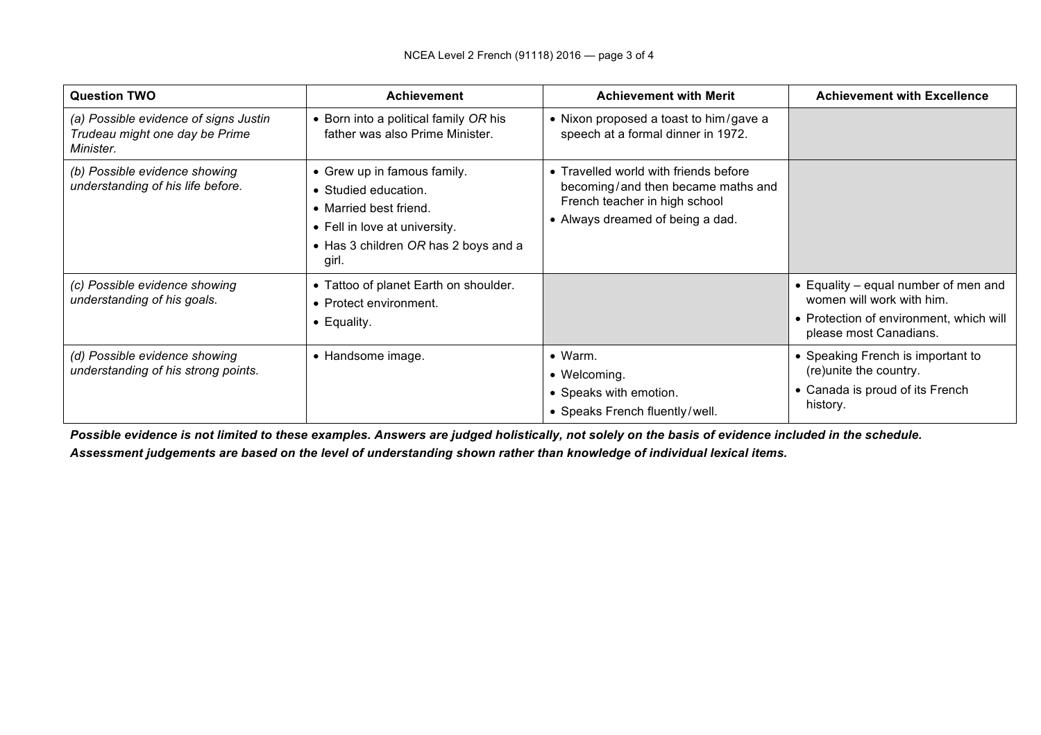| Question TWO | Achievement | Achievement with Merit | Achievement with Excellence |
|---|---|---|---|
| *(a) Possible evidence of signs Justin Trudeau might one day be Prime Minister.* | • Born into a political family *OR* his father was also Prime Minister. | • Nixon proposed a toast to him / gave a speech at a formal dinner in 1972. | |
| *(b) Possible evidence showing understanding of his life before.* | • Grew up in famous family.<br>• Studied education.<br>• Married best friend.<br>• Fell in love at university.<br>• Has 3 children *OR* has 2 boys and a girl. | • Travelled world with friends before becoming / and then became maths and French teacher in high school<br>• Always dreamed of being a dad. | |
| *(c) Possible evidence showing understanding of his goals.* | • Tattoo of planet Earth on shoulder.<br>• Protect environment.<br>• Equality. | | • Equality – equal number of men and women will work with him.<br>• Protection of environment, which will please most Canadians. |
| *(d) Possible evidence showing understanding of his strong points.* | • Handsome image. | • Warm.<br>• Welcoming.<br>• Speaks with emotion.<br>• Speaks French fluently / well. | • Speaking French is important to (re)unite the country.<br>• Canada is proud of its French history. |

***Possible evidence is not limited to these examples. Answers are judged holistically, not solely on the basis of evidence included in the schedule.***

***Assessment judgements are based on the level of understanding shown rather than knowledge of individual lexical items.***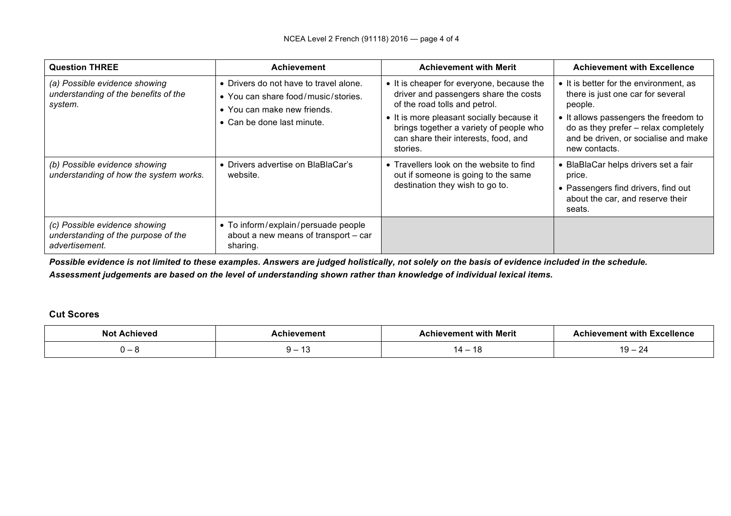| Question THREE | Achievement | Achievement with Merit | Achievement with Excellence |
|---|---|---|---|
| *(a) Possible evidence showing understanding of the benefits of the system.* | • Drivers do not have to travel alone.<br>• You can share food / music / stories.<br>• You can make new friends.<br>• Can be done last minute. | • It is cheaper for everyone, because the driver and passengers share the costs of the road tolls and petrol.<br>• It is more pleasant socially because it brings together a variety of people who can share their interests, food, and stories. | • It is better for the environment, as there is just one car for several people.<br>• It allows passengers the freedom to do as they prefer – relax completely and be driven, or socialise and make new contacts. |
| *(b) Possible evidence showing understanding of how the system works.* | • Drivers advertise on BlaBlaCar's website. | • Travellers look on the website to find out if someone is going to the same destination they wish to go to. | • BlaBlaCar helps drivers set a fair price.<br>• Passengers find drivers, find out about the car, and reserve their seats. |
| *(c) Possible evidence showing understanding of the purpose of the advertisement.* | • To inform / explain / persuade people about a new means of transport – car sharing. | | |

***Possible evidence is not limited to these examples. Answers are judged holistically, not solely on the basis of evidence included in the schedule.***

***Assessment judgements are based on the level of understanding shown rather than knowledge of individual lexical items.***

## Cut Scores

| Not Achieved | Achievement | Achievement with Merit | Achievement with Excellence |
|---|---|---|---|
| 0 – 8 | 9 – 13 | 14 – 18 | 19 – 24 |